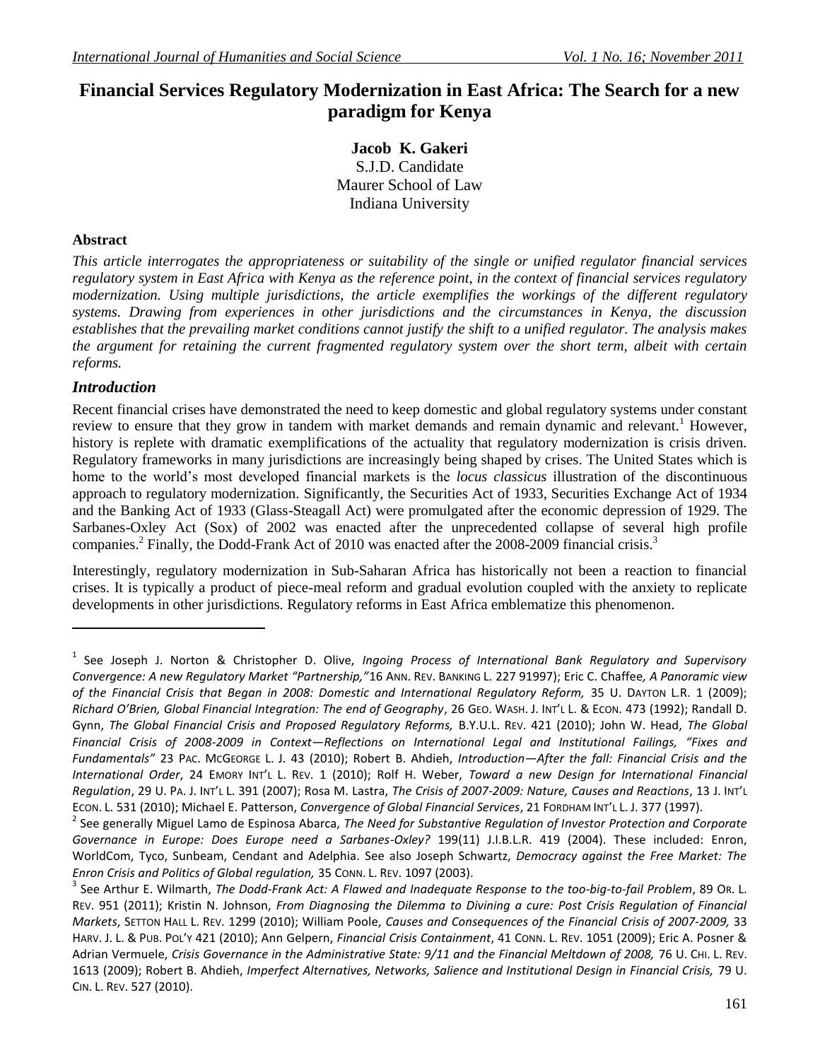# Financial Services Regulatory Modernization in East Africa: The Search for a new paradigm for Kenya

**Jacob K. Gakeri**
S.J.D. Candidate
Maurer School of Law
Indiana University

### Abstract

*This article interrogates the appropriateness or suitability of the single or unified regulator financial services regulatory system in East Africa with Kenya as the reference point, in the context of financial services regulatory modernization. Using multiple jurisdictions, the article exemplifies the workings of the different regulatory systems. Drawing from experiences in other jurisdictions and the circumstances in Kenya, the discussion establishes that the prevailing market conditions cannot justify the shift to a unified regulator. The analysis makes the argument for retaining the current fragmented regulatory system over the short term, albeit with certain reforms.*

## *Introduction*

Recent financial crises have demonstrated the need to keep domestic and global regulatory systems under constant review to ensure that they grow in tandem with market demands and remain dynamic and relevant.[1] However, history is replete with dramatic exemplifications of the actuality that regulatory modernization is crisis driven. Regulatory frameworks in many jurisdictions are increasingly being shaped by crises. The United States which is home to the world's most developed financial markets is the *locus classicus* illustration of the discontinuous approach to regulatory modernization. Significantly, the Securities Act of 1933, Securities Exchange Act of 1934 and the Banking Act of 1933 (Glass-Steagall Act) were promulgated after the economic depression of 1929. The Sarbanes-Oxley Act (Sox) of 2002 was enacted after the unprecedented collapse of several high profile companies.[2] Finally, the Dodd-Frank Act of 2010 was enacted after the 2008-2009 financial crisis.[3]

Interestingly, regulatory modernization in Sub-Saharan Africa has historically not been a reaction to financial crises. It is typically a product of piece-meal reform and gradual evolution coupled with the anxiety to replicate developments in other jurisdictions. Regulatory reforms in East Africa emblematize this phenomenon.

---

[1] See Joseph J. Norton & Christopher D. Olive, *Ingoing Process of International Bank Regulatory and Supervisory Convergence: A new Regulatory Market "Partnership,"* 16 ANN. REV. BANKING L. 227 91997); Eric C. Chaffee, *A Panoramic view of the Financial Crisis that Began in 2008: Domestic and International Regulatory Reform,* 35 U. DAYTON L.R. 1 (2009); *Richard O'Brien, Global Financial Integration: The end of Geography*, 26 GEO. WASH. J. INT'L L. & ECON. 473 (1992); Randall D. Gynn, *The Global Financial Crisis and Proposed Regulatory Reforms,* B.Y.U.L. REV. 421 (2010); John W. Head, *The Global Financial Crisis of 2008-2009 in Context—Reflections on International Legal and Institutional Failings, "Fixes and Fundamentals"* 23 PAC. MCGEORGE L. J. 43 (2010); Robert B. Ahdieh, *Introduction—After the fall: Financial Crisis and the International Order*, 24 EMORY INT'L L. REV. 1 (2010); Rolf H. Weber, *Toward a new Design for International Financial Regulation*, 29 U. PA. J. INT'L L. 391 (2007); Rosa M. Lastra, *The Crisis of 2007-2009: Nature, Causes and Reactions*, 13 J. INT'L ECON. L. 531 (2010); Michael E. Patterson, *Convergence of Global Financial Services*, 21 FORDHAM INT'L L. J. 377 (1997).

[2] See generally Miguel Lamo de Espinosa Abarca, *The Need for Substantive Regulation of Investor Protection and Corporate Governance in Europe: Does Europe need a Sarbanes-Oxley?* 199(11) J.I.B.L.R. 419 (2004). These included: Enron, WorldCom, Tyco, Sunbeam, Cendant and Adelphia. See also Joseph Schwartz, *Democracy against the Free Market: The Enron Crisis and Politics of Global regulation,* 35 CONN. L. REV. 1097 (2003).

[3] See Arthur E. Wilmarth, *The Dodd-Frank Act: A Flawed and Inadequate Response to the too-big-to-fail Problem*, 89 OR. L. REV. 951 (2011); Kristin N. Johnson, *From Diagnosing the Dilemma to Divining a cure: Post Crisis Regulation of Financial Markets*, SETTON HALL L. REV. 1299 (2010); William Poole, *Causes and Consequences of the Financial Crisis of 2007-2009,* 33 HARV. J. L. & PUB. POL'Y 421 (2010); Ann Gelpern, *Financial Crisis Containment*, 41 CONN. L. REV. 1051 (2009); Eric A. Posner & Adrian Vermuele, *Crisis Governance in the Administrative State: 9/11 and the Financial Meltdown of 2008,* 76 U. CHI. L. REV. 1613 (2009); Robert B. Ahdieh, *Imperfect Alternatives, Networks, Salience and Institutional Design in Financial Crisis,* 79 U. CIN. L. REV. 527 (2010).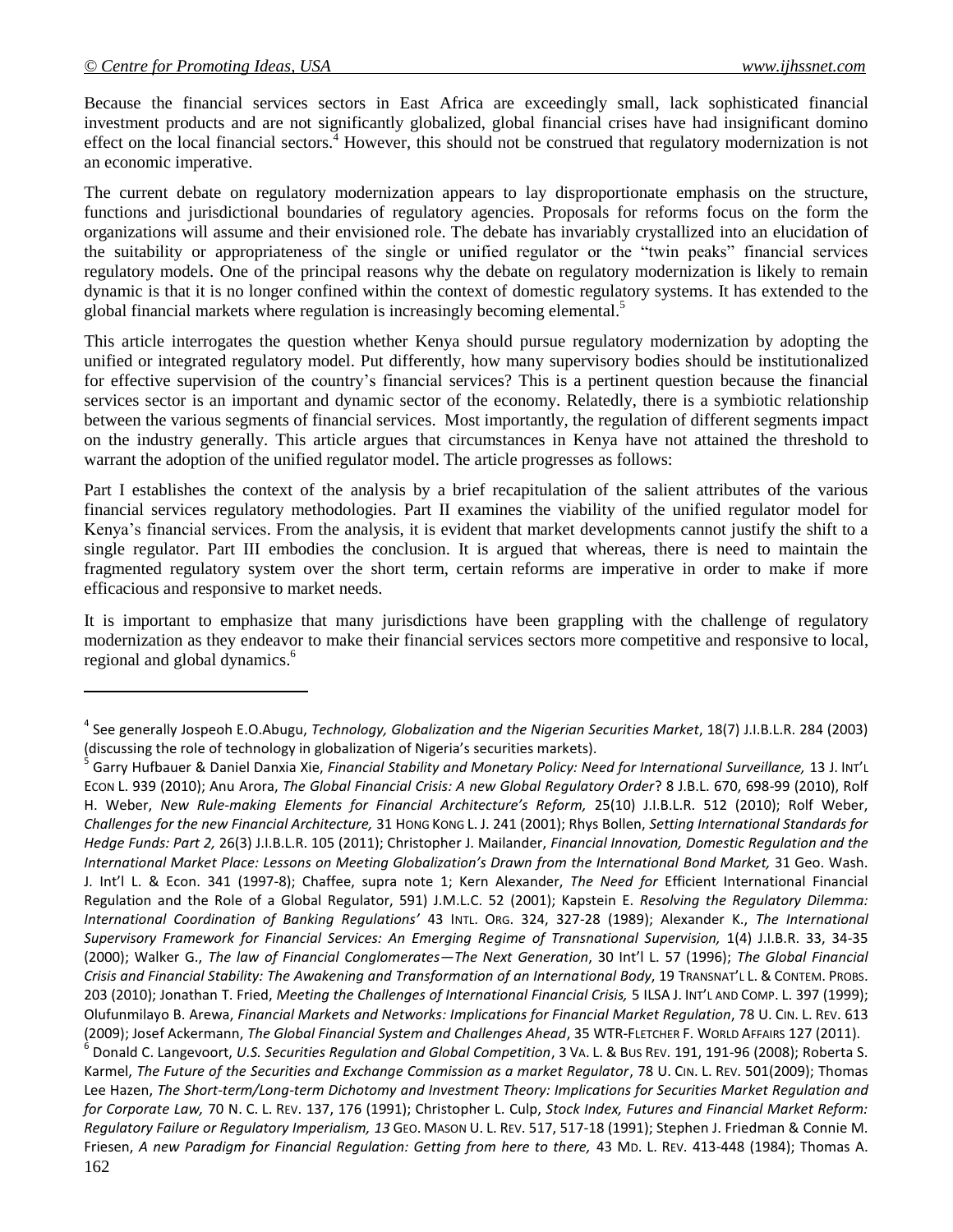Because the financial services sectors in East Africa are exceedingly small, lack sophisticated financial investment products and are not significantly globalized, global financial crises have had insignificant domino effect on the local financial sectors.[4] However, this should not be construed that regulatory modernization is not an economic imperative.

The current debate on regulatory modernization appears to lay disproportionate emphasis on the structure, functions and jurisdictional boundaries of regulatory agencies. Proposals for reforms focus on the form the organizations will assume and their envisioned role. The debate has invariably crystallized into an elucidation of the suitability or appropriateness of the single or unified regulator or the "twin peaks" financial services regulatory models. One of the principal reasons why the debate on regulatory modernization is likely to remain dynamic is that it is no longer confined within the context of domestic regulatory systems. It has extended to the global financial markets where regulation is increasingly becoming elemental.[5]

This article interrogates the question whether Kenya should pursue regulatory modernization by adopting the unified or integrated regulatory model. Put differently, how many supervisory bodies should be institutionalized for effective supervision of the country's financial services? This is a pertinent question because the financial services sector is an important and dynamic sector of the economy. Relatedly, there is a symbiotic relationship between the various segments of financial services. Most importantly, the regulation of different segments impact on the industry generally. This article argues that circumstances in Kenya have not attained the threshold to warrant the adoption of the unified regulator model. The article progresses as follows:

Part I establishes the context of the analysis by a brief recapitulation of the salient attributes of the various financial services regulatory methodologies. Part II examines the viability of the unified regulator model for Kenya's financial services. From the analysis, it is evident that market developments cannot justify the shift to a single regulator. Part III embodies the conclusion. It is argued that whereas, there is need to maintain the fragmented regulatory system over the short term, certain reforms are imperative in order to make if more efficacious and responsive to market needs.

It is important to emphasize that many jurisdictions have been grappling with the challenge of regulatory modernization as they endeavor to make their financial services sectors more competitive and responsive to local, regional and global dynamics.[6]

---

[4] See generally Jospeoh E.O.Abugu, *Technology, Globalization and the Nigerian Securities Market*, 18(7) J.I.B.L.R. 284 (2003) (discussing the role of technology in globalization of Nigeria's securities markets).

[5] Garry Hufbauer & Daniel Danxia Xie, *Financial Stability and Monetary Policy: Need for International Surveillance,* 13 J. INT'L ECON L. 939 (2010); Anu Arora, *The Global Financial Crisis: A new Global Regulatory Order*? 8 J.B.L. 670, 698-99 (2010), Rolf H. Weber, *New Rule-making Elements for Financial Architecture's Reform,* 25(10) J.I.B.L.R. 512 (2010); Rolf Weber, *Challenges for the new Financial Architecture,* 31 HONG KONG L. J. 241 (2001); Rhys Bollen, *Setting International Standards for Hedge Funds: Part 2,* 26(3) J.I.B.L.R. 105 (2011); Christopher J. Mailander, *Financial Innovation, Domestic Regulation and the International Market Place: Lessons on Meeting Globalization's Drawn from the International Bond Market,* 31 Geo. Wash. J. Int'l L. & Econ. 341 (1997-8); Chaffee, supra note 1; Kern Alexander, *The Need for* Efficient International Financial Regulation and the Role of a Global Regulator, 591) J.M.L.C. 52 (2001); Kapstein E. *Resolving the Regulatory Dilemma: International Coordination of Banking Regulations'* 43 INTL. ORG. 324, 327-28 (1989); Alexander K., *The International Supervisory Framework for Financial Services: An Emerging Regime of Transnational Supervision,* 1(4) J.I.B.R. 33, 34-35 (2000); Walker G., *The law of Financial Conglomerates—The Next Generation*, 30 Int'l L. 57 (1996); *The Global Financial Crisis and Financial Stability: The Awakening and Transformation of an International Body*, 19 TRANSNAT'L L. & CONTEM. PROBS. 203 (2010); Jonathan T. Fried, *Meeting the Challenges of International Financial Crisis,* 5 ILSA J. INT'L AND COMP. L. 397 (1999); Olufunmilayo B. Arewa, *Financial Markets and Networks: Implications for Financial Market Regulation*, 78 U. CIN. L. REV. 613 (2009); Josef Ackermann, *The Global Financial System and Challenges Ahead*, 35 WTR-FLETCHER F. WORLD AFFAIRS 127 (2011).

[6] Donald C. Langevoort, *U.S. Securities Regulation and Global Competition*, 3 VA. L. & BUS REV. 191, 191-96 (2008); Roberta S. Karmel, *The Future of the Securities and Exchange Commission as a market Regulator*, 78 U. CIN. L. REV. 501(2009); Thomas Lee Hazen, *The Short-term/Long-term Dichotomy and Investment Theory: Implications for Securities Market Regulation and for Corporate Law,* 70 N. C. L. REV. 137, 176 (1991); Christopher L. Culp, *Stock Index, Futures and Financial Market Reform: Regulatory Failure or Regulatory Imperialism, 13* GEO. MASON U. L. REV. 517, 517-18 (1991); Stephen J. Friedman & Connie M. Friesen, *A new Paradigm for Financial Regulation: Getting from here to there,* 43 MD. L. REV. 413-448 (1984); Thomas A.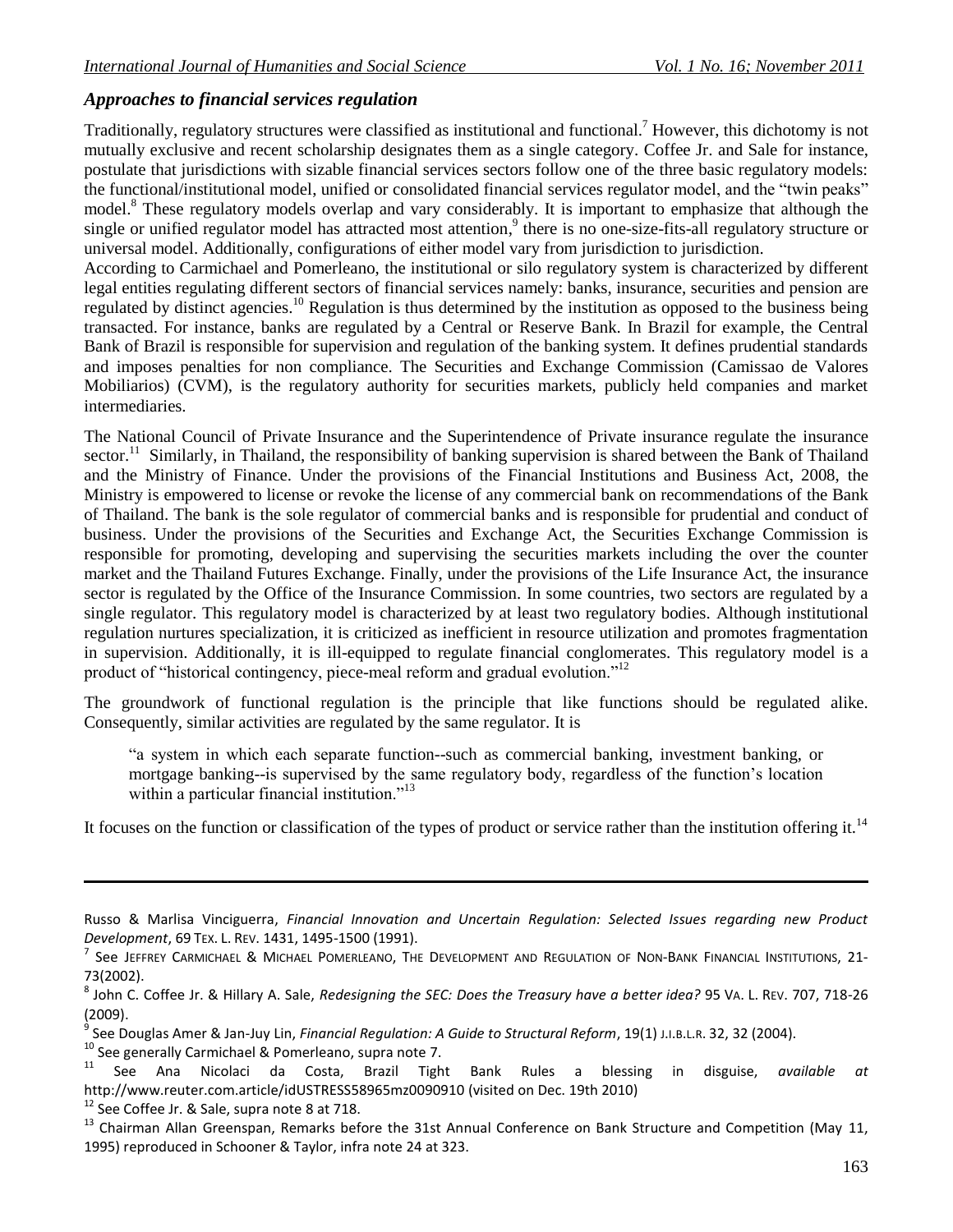### *Approaches to financial services regulation*

Traditionally, regulatory structures were classified as institutional and functional.[7] However, this dichotomy is not mutually exclusive and recent scholarship designates them as a single category. Coffee Jr. and Sale for instance, postulate that jurisdictions with sizable financial services sectors follow one of the three basic regulatory models: the functional/institutional model, unified or consolidated financial services regulator model, and the "twin peaks" model.[8] These regulatory models overlap and vary considerably. It is important to emphasize that although the single or unified regulator model has attracted most attention,[9] there is no one-size-fits-all regulatory structure or universal model. Additionally, configurations of either model vary from jurisdiction to jurisdiction.

According to Carmichael and Pomerleano, the institutional or silo regulatory system is characterized by different legal entities regulating different sectors of financial services namely: banks, insurance, securities and pension are regulated by distinct agencies.[10] Regulation is thus determined by the institution as opposed to the business being transacted. For instance, banks are regulated by a Central or Reserve Bank. In Brazil for example, the Central Bank of Brazil is responsible for supervision and regulation of the banking system. It defines prudential standards and imposes penalties for non compliance. The Securities and Exchange Commission (Camissao de Valores Mobiliarios) (CVM), is the regulatory authority for securities markets, publicly held companies and market intermediaries.

The National Council of Private Insurance and the Superintendence of Private insurance regulate the insurance sector.[11] Similarly, in Thailand, the responsibility of banking supervision is shared between the Bank of Thailand and the Ministry of Finance. Under the provisions of the Financial Institutions and Business Act, 2008, the Ministry is empowered to license or revoke the license of any commercial bank on recommendations of the Bank of Thailand. The bank is the sole regulator of commercial banks and is responsible for prudential and conduct of business. Under the provisions of the Securities and Exchange Act, the Securities Exchange Commission is responsible for promoting, developing and supervising the securities markets including the over the counter market and the Thailand Futures Exchange. Finally, under the provisions of the Life Insurance Act, the insurance sector is regulated by the Office of the Insurance Commission. In some countries, two sectors are regulated by a single regulator. This regulatory model is characterized by at least two regulatory bodies. Although institutional regulation nurtures specialization, it is criticized as inefficient in resource utilization and promotes fragmentation in supervision. Additionally, it is ill-equipped to regulate financial conglomerates. This regulatory model is a product of "historical contingency, piece-meal reform and gradual evolution."[12]

The groundwork of functional regulation is the principle that like functions should be regulated alike. Consequently, similar activities are regulated by the same regulator. It is

> "a system in which each separate function--such as commercial banking, investment banking, or mortgage banking--is supervised by the same regulatory body, regardless of the function's location within a particular financial institution."[13]

It focuses on the function or classification of the types of product or service rather than the institution offering it.[14]

---

Russo & Marlisa Vinciguerra, *Financial Innovation and Uncertain Regulation: Selected Issues regarding new Product Development*, 69 TEX. L. REV. 1431, 1495-1500 (1991).

[7] See JEFFREY CARMICHAEL & MICHAEL POMERLEANO, THE DEVELOPMENT AND REGULATION OF NON-BANK FINANCIAL INSTITUTIONS, 21-73(2002).

[8] John C. Coffee Jr. & Hillary A. Sale, *Redesigning the SEC: Does the Treasury have a better idea?* 95 VA. L. REV. 707, 718-26 (2009).

[9] See Douglas Amer & Jan-Juy Lin, *Financial Regulation: A Guide to Structural Reform*, 19(1) J.I.B.L.R. 32, 32 (2004).

[10] See generally Carmichael & Pomerleano, supra note 7.

[11] See Ana Nicolaci da Costa, Brazil Tight Bank Rules a blessing in disguise, *available at* http://www.reuter.com.article/idUSTRESS58965mz0090910 (visited on Dec. 19th 2010)

[12] See Coffee Jr. & Sale, supra note 8 at 718.

[13] Chairman Allan Greenspan, Remarks before the 31st Annual Conference on Bank Structure and Competition (May 11, 1995) reproduced in Schooner & Taylor, infra note 24 at 323.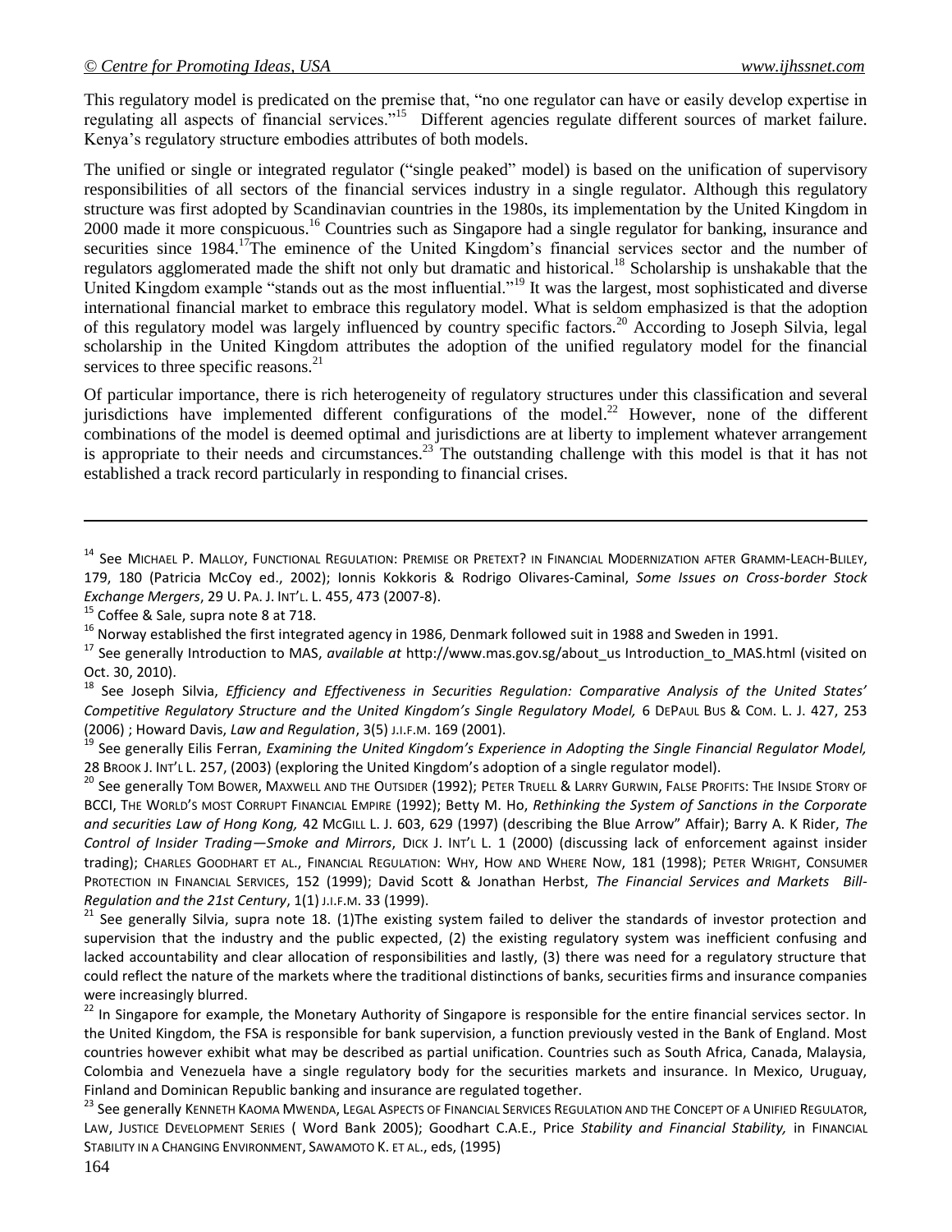This regulatory model is predicated on the premise that, "no one regulator can have or easily develop expertise in regulating all aspects of financial services."[15] Different agencies regulate different sources of market failure. Kenya's regulatory structure embodies attributes of both models.

The unified or single or integrated regulator ("single peaked" model) is based on the unification of supervisory responsibilities of all sectors of the financial services industry in a single regulator. Although this regulatory structure was first adopted by Scandinavian countries in the 1980s, its implementation by the United Kingdom in 2000 made it more conspicuous.[16] Countries such as Singapore had a single regulator for banking, insurance and securities since 1984.[17]The eminence of the United Kingdom's financial services sector and the number of regulators agglomerated made the shift not only but dramatic and historical.[18] Scholarship is unshakable that the United Kingdom example "stands out as the most influential."[19] It was the largest, most sophisticated and diverse international financial market to embrace this regulatory model. What is seldom emphasized is that the adoption of this regulatory model was largely influenced by country specific factors.[20] According to Joseph Silvia, legal scholarship in the United Kingdom attributes the adoption of the unified regulatory model for the financial services to three specific reasons.[21]

Of particular importance, there is rich heterogeneity of regulatory structures under this classification and several jurisdictions have implemented different configurations of the model.[22] However, none of the different combinations of the model is deemed optimal and jurisdictions are at liberty to implement whatever arrangement is appropriate to their needs and circumstances.[23] The outstanding challenge with this model is that it has not established a track record particularly in responding to financial crises.

---

[14] See Michael P. Malloy, Functional Regulation: Premise or Pretext? in Financial Modernization after Gramm-Leach-Bliley, 179, 180 (Patricia McCoy ed., 2002); Ionnis Kokkoris & Rodrigo Olivares-Caminal, *Some Issues on Cross-border Stock Exchange Mergers*, 29 U. Pa. J. Int'l. L. 455, 473 (2007-8).

[15] Coffee & Sale, supra note 8 at 718.

[16] Norway established the first integrated agency in 1986, Denmark followed suit in 1988 and Sweden in 1991.

[17] See generally Introduction to MAS, *available at* http://www.mas.gov.sg/about_us Introduction_to_MAS.html (visited on Oct. 30, 2010).

[18] See Joseph Silvia, *Efficiency and Effectiveness in Securities Regulation: Comparative Analysis of the United States' Competitive Regulatory Structure and the United Kingdom's Single Regulatory Model,* 6 DePaul Bus & Com. L. J. 427, 253 (2006) ; Howard Davis, *Law and Regulation*, 3(5) J.I.F.M. 169 (2001).

[19] See generally Eilis Ferran, *Examining the United Kingdom's Experience in Adopting the Single Financial Regulator Model,* 28 Brook J. Int'l L. 257, (2003) (exploring the United Kingdom's adoption of a single regulator model).

[20] See generally Tom Bower, Maxwell and the Outsider (1992); Peter Truell & Larry Gurwin, False Profits: The Inside Story of BCCI, The World's most Corrupt Financial Empire (1992); Betty M. Ho, *Rethinking the System of Sanctions in the Corporate and securities Law of Hong Kong,* 42 McGill L. J. 603, 629 (1997) (describing the Blue Arrow" Affair); Barry A. K Rider, *The Control of Insider Trading—Smoke and Mirrors*, Dick J. Int'l L. 1 (2000) (discussing lack of enforcement against insider trading); Charles Goodhart et al., Financial Regulation: Why, How and Where Now, 181 (1998); Peter Wright, Consumer Protection in Financial Services, 152 (1999); David Scott & Jonathan Herbst, *The Financial Services and Markets Bill-Regulation and the 21st Century*, 1(1) J.I.F.M. 33 (1999).

[21] See generally Silvia, supra note 18. (1)The existing system failed to deliver the standards of investor protection and supervision that the industry and the public expected, (2) the existing regulatory system was inefficient confusing and lacked accountability and clear allocation of responsibilities and lastly, (3) there was need for a regulatory structure that could reflect the nature of the markets where the traditional distinctions of banks, securities firms and insurance companies were increasingly blurred.

[22] In Singapore for example, the Monetary Authority of Singapore is responsible for the entire financial services sector. In the United Kingdom, the FSA is responsible for bank supervision, a function previously vested in the Bank of England. Most countries however exhibit what may be described as partial unification. Countries such as South Africa, Canada, Malaysia, Colombia and Venezuela have a single regulatory body for the securities markets and insurance. In Mexico, Uruguay, Finland and Dominican Republic banking and insurance are regulated together.

[23] See generally Kenneth Kaoma Mwenda, Legal Aspects of Financial Services Regulation and the Concept of a Unified Regulator, Law, Justice Development Series ( Word Bank 2005); Goodhart C.A.E., Price *Stability and Financial Stability,* in Financial Stability in a Changing Environment, Sawamoto K. et al., eds, (1995)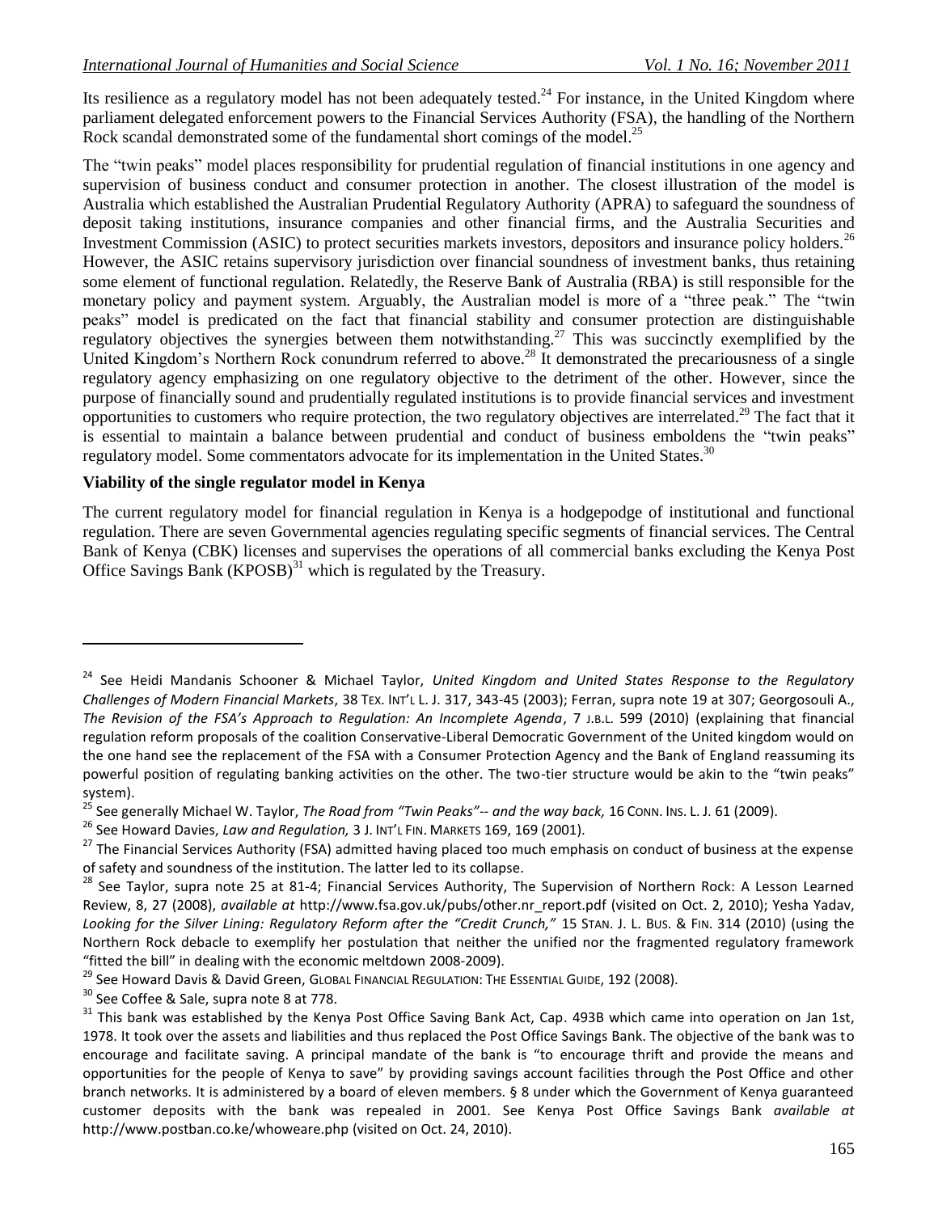Its resilience as a regulatory model has not been adequately tested.[24] For instance, in the United Kingdom where parliament delegated enforcement powers to the Financial Services Authority (FSA), the handling of the Northern Rock scandal demonstrated some of the fundamental short comings of the model.[25]

The "twin peaks" model places responsibility for prudential regulation of financial institutions in one agency and supervision of business conduct and consumer protection in another. The closest illustration of the model is Australia which established the Australian Prudential Regulatory Authority (APRA) to safeguard the soundness of deposit taking institutions, insurance companies and other financial firms, and the Australia Securities and Investment Commission (ASIC) to protect securities markets investors, depositors and insurance policy holders.[26] However, the ASIC retains supervisory jurisdiction over financial soundness of investment banks, thus retaining some element of functional regulation. Relatedly, the Reserve Bank of Australia (RBA) is still responsible for the monetary policy and payment system. Arguably, the Australian model is more of a "three peak." The "twin peaks" model is predicated on the fact that financial stability and consumer protection are distinguishable regulatory objectives the synergies between them notwithstanding.[27] This was succinctly exemplified by the United Kingdom's Northern Rock conundrum referred to above.[28] It demonstrated the precariousness of a single regulatory agency emphasizing on one regulatory objective to the detriment of the other. However, since the purpose of financially sound and prudentially regulated institutions is to provide financial services and investment opportunities to customers who require protection, the two regulatory objectives are interrelated.[29] The fact that it is essential to maintain a balance between prudential and conduct of business emboldens the "twin peaks" regulatory model. Some commentators advocate for its implementation in the United States.[30]

**Viability of the single regulator model in Kenya**

The current regulatory model for financial regulation in Kenya is a hodgepodge of institutional and functional regulation. There are seven Governmental agencies regulating specific segments of financial services. The Central Bank of Kenya (CBK) licenses and supervises the operations of all commercial banks excluding the Kenya Post Office Savings Bank (KPOSB)[31] which is regulated by the Treasury.

---

[24] See Heidi Mandanis Schooner & Michael Taylor, *United Kingdom and United States Response to the Regulatory Challenges of Modern Financial Markets*, 38 TEX. INT'L L. J. 317, 343-45 (2003); Ferran, supra note 19 at 307; Georgosouli A., *The Revision of the FSA's Approach to Regulation: An Incomplete Agenda*, 7 J.B.L. 599 (2010) (explaining that financial regulation reform proposals of the coalition Conservative-Liberal Democratic Government of the United kingdom would on the one hand see the replacement of the FSA with a Consumer Protection Agency and the Bank of England reassuming its powerful position of regulating banking activities on the other. The two-tier structure would be akin to the "twin peaks" system).

[25] See generally Michael W. Taylor, *The Road from "Twin Peaks"-- and the way back,* 16 CONN. INS. L. J. 61 (2009).

[26] See Howard Davies, *Law and Regulation,* 3 J. INT'L FIN. MARKETS 169, 169 (2001).

[27] The Financial Services Authority (FSA) admitted having placed too much emphasis on conduct of business at the expense of safety and soundness of the institution. The latter led to its collapse.

[28] See Taylor, supra note 25 at 81-4; Financial Services Authority, The Supervision of Northern Rock: A Lesson Learned Review, 8, 27 (2008), *available at* http://www.fsa.gov.uk/pubs/other.nr_report.pdf (visited on Oct. 2, 2010); Yesha Yadav, *Looking for the Silver Lining: Regulatory Reform after the "Credit Crunch,"* 15 STAN. J. L. BUS. & FIN. 314 (2010) (using the Northern Rock debacle to exemplify her postulation that neither the unified nor the fragmented regulatory framework "fitted the bill" in dealing with the economic meltdown 2008-2009).

[29] See Howard Davis & David Green, GLOBAL FINANCIAL REGULATION: THE ESSENTIAL GUIDE, 192 (2008).

[30] See Coffee & Sale, supra note 8 at 778.

[31] This bank was established by the Kenya Post Office Saving Bank Act, Cap. 493B which came into operation on Jan 1st, 1978. It took over the assets and liabilities and thus replaced the Post Office Savings Bank. The objective of the bank was to encourage and facilitate saving. A principal mandate of the bank is "to encourage thrift and provide the means and opportunities for the people of Kenya to save" by providing savings account facilities through the Post Office and other branch networks. It is administered by a board of eleven members. § 8 under which the Government of Kenya guaranteed customer deposits with the bank was repealed in 2001. See Kenya Post Office Savings Bank *available at* http://www.postban.co.ke/whoweare.php (visited on Oct. 24, 2010).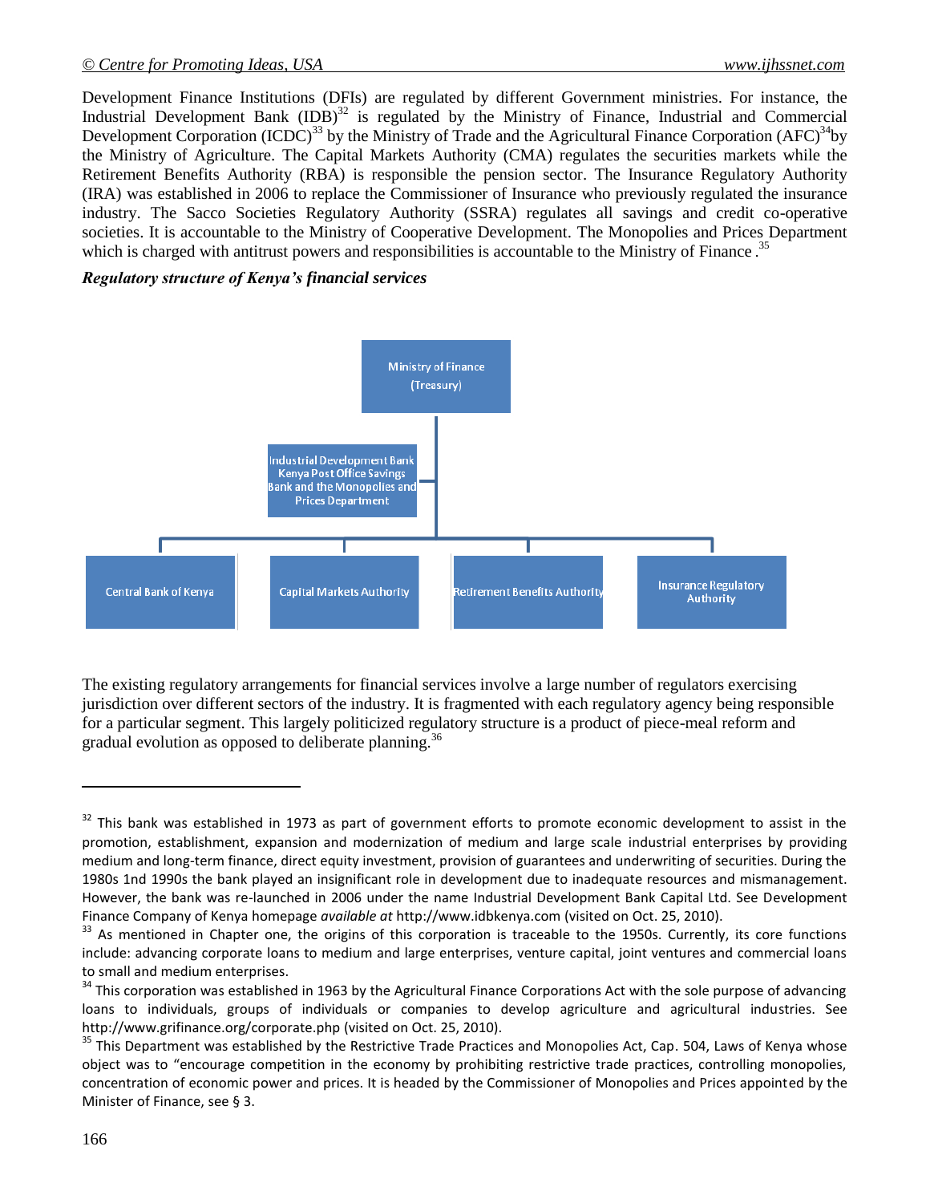Development Finance Institutions (DFIs) are regulated by different Government ministries. For instance, the Industrial Development Bank (IDB)[32] is regulated by the Ministry of Finance, Industrial and Commercial Development Corporation (ICDC)[33] by the Ministry of Trade and the Agricultural Finance Corporation (AFC)[34]by the Ministry of Agriculture. The Capital Markets Authority (CMA) regulates the securities markets while the Retirement Benefits Authority (RBA) is responsible the pension sector. The Insurance Regulatory Authority (IRA) was established in 2006 to replace the Commissioner of Insurance who previously regulated the insurance industry. The Sacco Societies Regulatory Authority (SSRA) regulates all savings and credit co-operative societies. It is accountable to the Ministry of Cooperative Development. The Monopolies and Prices Department which is charged with antitrust powers and responsibilities is accountable to the Ministry of Finance .[35]

***Regulatory structure of Kenya's financial services***

Ministry of Finance (Treasury)

- Industrial Development Bank Kenya Post Office Savings Bank and the Monopolies and Prices Department
- Central Bank of Kenya
- Capital Markets Authority
- Retirement Benefits Authority
- Insurance Regulatory Authority

The existing regulatory arrangements for financial services involve a large number of regulators exercising jurisdiction over different sectors of the industry. It is fragmented with each regulatory agency being responsible for a particular segment. This largely politicized regulatory structure is a product of piece-meal reform and gradual evolution as opposed to deliberate planning.[36]

---

[32] This bank was established in 1973 as part of government efforts to promote economic development to assist in the promotion, establishment, expansion and modernization of medium and large scale industrial enterprises by providing medium and long-term finance, direct equity investment, provision of guarantees and underwriting of securities. During the 1980s 1nd 1990s the bank played an insignificant role in development due to inadequate resources and mismanagement. However, the bank was re-launched in 2006 under the name Industrial Development Bank Capital Ltd. See Development Finance Company of Kenya homepage *available at* http://www.idbkenya.com (visited on Oct. 25, 2010).

[33] As mentioned in Chapter one, the origins of this corporation is traceable to the 1950s. Currently, its core functions include: advancing corporate loans to medium and large enterprises, venture capital, joint ventures and commercial loans to small and medium enterprises.

[34] This corporation was established in 1963 by the Agricultural Finance Corporations Act with the sole purpose of advancing loans to individuals, groups of individuals or companies to develop agriculture and agricultural industries. See http://www.grifinance.org/corporate.php (visited on Oct. 25, 2010).

[35] This Department was established by the Restrictive Trade Practices and Monopolies Act, Cap. 504, Laws of Kenya whose object was to "encourage competition in the economy by prohibiting restrictive trade practices, controlling monopolies, concentration of economic power and prices. It is headed by the Commissioner of Monopolies and Prices appointed by the Minister of Finance, see § 3.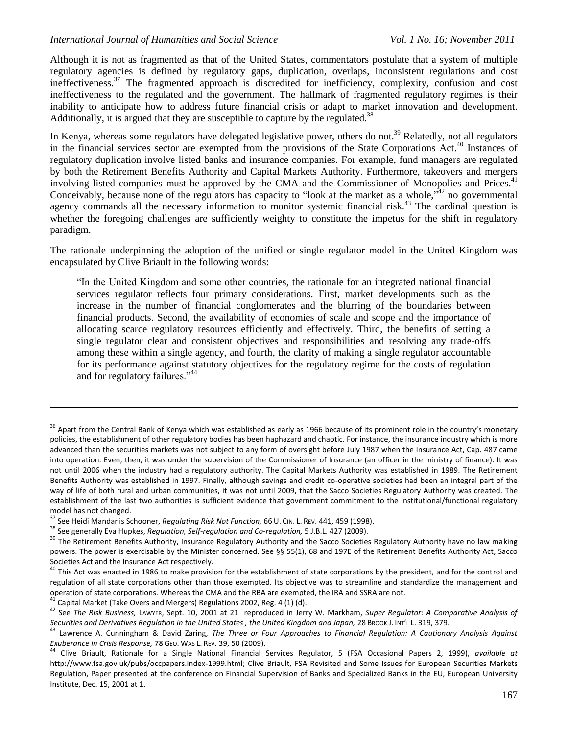Although it is not as fragmented as that of the United States, commentators postulate that a system of multiple regulatory agencies is defined by regulatory gaps, duplication, overlaps, inconsistent regulations and cost ineffectiveness.[37] The fragmented approach is discredited for inefficiency, complexity, confusion and cost ineffectiveness to the regulated and the government. The hallmark of fragmented regulatory regimes is their inability to anticipate how to address future financial crisis or adapt to market innovation and development. Additionally, it is argued that they are susceptible to capture by the regulated.[38]

In Kenya, whereas some regulators have delegated legislative power, others do not.[39] Relatedly, not all regulators in the financial services sector are exempted from the provisions of the State Corporations Act.[40] Instances of regulatory duplication involve listed banks and insurance companies. For example, fund managers are regulated by both the Retirement Benefits Authority and Capital Markets Authority. Furthermore, takeovers and mergers involving listed companies must be approved by the CMA and the Commissioner of Monopolies and Prices.[41] Conceivably, because none of the regulators has capacity to "look at the market as a whole,"[42] no governmental agency commands all the necessary information to monitor systemic financial risk.[43] The cardinal question is whether the foregoing challenges are sufficiently weighty to constitute the impetus for the shift in regulatory paradigm.

The rationale underpinning the adoption of the unified or single regulator model in the United Kingdom was encapsulated by Clive Briault in the following words:

> "In the United Kingdom and some other countries, the rationale for an integrated national financial services regulator reflects four primary considerations. First, market developments such as the increase in the number of financial conglomerates and the blurring of the boundaries between financial products. Second, the availability of economies of scale and scope and the importance of allocating scarce regulatory resources efficiently and effectively. Third, the benefits of setting a single regulator clear and consistent objectives and responsibilities and resolving any trade-offs among these within a single agency, and fourth, the clarity of making a single regulator accountable for its performance against statutory objectives for the regulatory regime for the costs of regulation and for regulatory failures."[44]

---

[36] Apart from the Central Bank of Kenya which was established as early as 1966 because of its prominent role in the country's monetary policies, the establishment of other regulatory bodies has been haphazard and chaotic. For instance, the insurance industry which is more advanced than the securities markets was not subject to any form of oversight before July 1987 when the Insurance Act, Cap. 487 came into operation. Even, then, it was under the supervision of the Commissioner of Insurance (an officer in the ministry of finance). It was not until 2006 when the industry had a regulatory authority. The Capital Markets Authority was established in 1989. The Retirement Benefits Authority was established in 1997. Finally, although savings and credit co-operative societies had been an integral part of the way of life of both rural and urban communities, it was not until 2009, that the Sacco Societies Regulatory Authority was created. The establishment of the last two authorities is sufficient evidence that government commitment to the institutional/functional regulatory model has not changed.

[37] See Heidi Mandanis Schooner, *Regulating Risk Not Function,* 66 U. CIN. L. REV. 441, 459 (1998).

[38] See generally Eva Hupkes, *Regulation, Self-regulation and Co-regulation,* 5 J.B.L. 427 (2009).

[39] The Retirement Benefits Authority, Insurance Regulatory Authority and the Sacco Societies Regulatory Authority have no law making powers. The power is exercisable by the Minister concerned. See §§ 55(1), 68 and 197E of the Retirement Benefits Authority Act, Sacco Societies Act and the Insurance Act respectively.

[40] This Act was enacted in 1986 to make provision for the establishment of state corporations by the president, and for the control and regulation of all state corporations other than those exempted. Its objective was to streamline and standardize the management and operation of state corporations. Whereas the CMA and the RBA are exempted, the IRA and SSRA are not.

[41] Capital Market (Take Overs and Mergers) Regulations 2002, Reg. 4 (1) (d).

[42] See *The Risk Business,* LAWYER, Sept. 10, 2001 at 21 reproduced in Jerry W. Markham, *Super Regulator: A Comparative Analysis of Securities and Derivatives Regulation in the United States , the United Kingdom and Japan,* 28 BROOK J. INT'L L. 319, 379.

[43] Lawrence A. Cunningham & David Zaring, *The Three or Four Approaches to Financial Regulation: A Cautionary Analysis Against Exuberance in Crisis Response,* 78 GEO. WAS L. REV. 39, 50 (2009).

[44] Clive Briault, Rationale for a Single National Financial Services Regulator, 5 (FSA Occasional Papers 2, 1999), *available at* http://www.fsa.gov.uk/pubs/occpapers.index-1999.html; Clive Briault, FSA Revisited and Some Issues for European Securities Markets Regulation, Paper presented at the conference on Financial Supervision of Banks and Specialized Banks in the EU, European University Institute, Dec. 15, 2001 at 1.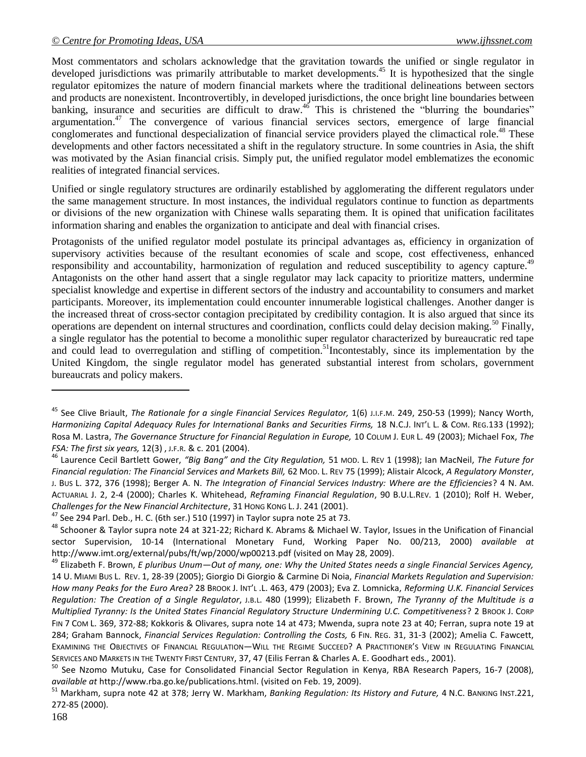Most commentators and scholars acknowledge that the gravitation towards the unified or single regulator in developed jurisdictions was primarily attributable to market developments.[45] It is hypothesized that the single regulator epitomizes the nature of modern financial markets where the traditional delineations between sectors and products are nonexistent. Incontrovertibly, in developed jurisdictions, the once bright line boundaries between banking, insurance and securities are difficult to draw.[46] This is christened the "blurring the boundaries" argumentation.[47] The convergence of various financial services sectors, emergence of large financial conglomerates and functional despecialization of financial service providers played the climactical role.[48] These developments and other factors necessitated a shift in the regulatory structure. In some countries in Asia, the shift was motivated by the Asian financial crisis. Simply put, the unified regulator model emblematizes the economic realities of integrated financial services.

Unified or single regulatory structures are ordinarily established by agglomerating the different regulators under the same management structure. In most instances, the individual regulators continue to function as departments or divisions of the new organization with Chinese walls separating them. It is opined that unification facilitates information sharing and enables the organization to anticipate and deal with financial crises.

Protagonists of the unified regulator model postulate its principal advantages as, efficiency in organization of supervisory activities because of the resultant economies of scale and scope, cost effectiveness, enhanced responsibility and accountability, harmonization of regulation and reduced susceptibility to agency capture.[49] Antagonists on the other hand assert that a single regulator may lack capacity to prioritize matters, undermine specialist knowledge and expertise in different sectors of the industry and accountability to consumers and market participants. Moreover, its implementation could encounter innumerable logistical challenges. Another danger is the increased threat of cross-sector contagion precipitated by credibility contagion. It is also argued that since its operations are dependent on internal structures and coordination, conflicts could delay decision making.[50] Finally, a single regulator has the potential to become a monolithic super regulator characterized by bureaucratic red tape and could lead to overregulation and stifling of competition.[51]Incontestably, since its implementation by the United Kingdom, the single regulator model has generated substantial interest from scholars, government bureaucrats and policy makers.

---

[45] See Clive Briault, *The Rationale for a single Financial Services Regulator,* 1(6) J.I.F.M. 249, 250-53 (1999); Nancy Worth, *Harmonizing Capital Adequacy Rules for International Banks and Securities Firms,* 18 N.C.J. INT'L L. & COM. REG.133 (1992); Rosa M. Lastra, *The Governance Structure for Financial Regulation in Europe,* 10 COLUM J. EUR L. 49 (2003); Michael Fox, *The FSA: The first six years,* 12(3) , J.F.R. & c. 201 (2004).

[46] Laurence Cecil Bartlett Gower, *"Big Bang" and the City Regulation,* 51 MOD. L. REV 1 (1998); Ian MacNeil, *The Future for Financial regulation: The Financial Services and Markets Bill,* 62 MOD. L. REV 75 (1999); Alistair Alcock, *A Regulatory Monster*, J. BUS L. 372, 376 (1998); Berger A. N. *The Integration of Financial Services Industry: Where are the Efficiencies*? 4 N. AM. ACTUARIAL J. 2, 2-4 (2000); Charles K. Whitehead, *Reframing Financial Regulation*, 90 B.U.L.REV. 1 (2010); Rolf H. Weber, *Challenges for the New Financial Architecture*, 31 HONG KONG L. J. 241 (2001).

[47] See 294 Parl. Deb., H. C. (6th ser.) 510 (1997) in Taylor supra note 25 at 73.

[48] Schooner & Taylor supra note 24 at 321-22; Richard K. Abrams & Michael W. Taylor, Issues in the Unification of Financial sector Supervision, 10-14 (International Monetary Fund, Working Paper No. 00/213, 2000) *available at* http://www.imt.org/external/pubs/ft/wp/2000/wp00213.pdf (visited on May 28, 2009).

[49] Elizabeth F. Brown, *E pluribus Unum—Out of many, one: Why the United States needs a single Financial Services Agency,* 14 U. MIAMI BUS L. REV. 1, 28-39 (2005); Giorgio Di Giorgio & Carmine Di Noia, *Financial Markets Regulation and Supervision: How many Peaks for the Euro Area?* 28 BROOK J. INT'L .L. 463, 479 (2003); Eva Z. Lomnicka, *Reforming U.K. Financial Services Regulation: The Creation of a Single Regulator*, J.B.L. 480 (1999); Elizabeth F. Brown, *The Tyranny of the Multitude is a Multiplied Tyranny: Is the United States Financial Regulatory Structure Undermining U.C. Competitiveness*? 2 BROOK J. CORP FIN 7 COM L. 369, 372-88; Kokkoris & Olivares, supra note 14 at 473; Mwenda, supra note 23 at 40; Ferran, supra note 19 at 284; Graham Bannock, *Financial Services Regulation: Controlling the Costs,* 6 FIN. REG. 31, 31-3 (2002); Amelia C. Fawcett, EXAMINING THE OBJECTIVES OF FINANCIAL REGULATION—WILL THE REGIME SUCCEED? A PRACTITIONER'S VIEW IN REGULATING FINANCIAL SERVICES AND MARKETS IN THE TWENTY FIRST CENTURY, 37, 47 (Eilis Ferran & Charles A. E. Goodhart eds., 2001).

[50] See Nzomo Mutuku, Case for Consolidated Financial Sector Regulation in Kenya, RBA Research Papers, 16-7 (2008), *available at* http://www.rba.go.ke/publications.html. (visited on Feb. 19, 2009).

[51] Markham, supra note 42 at 378; Jerry W. Markham, *Banking Regulation: Its History and Future,* 4 N.C. BANKING INST.221, 272-85 (2000).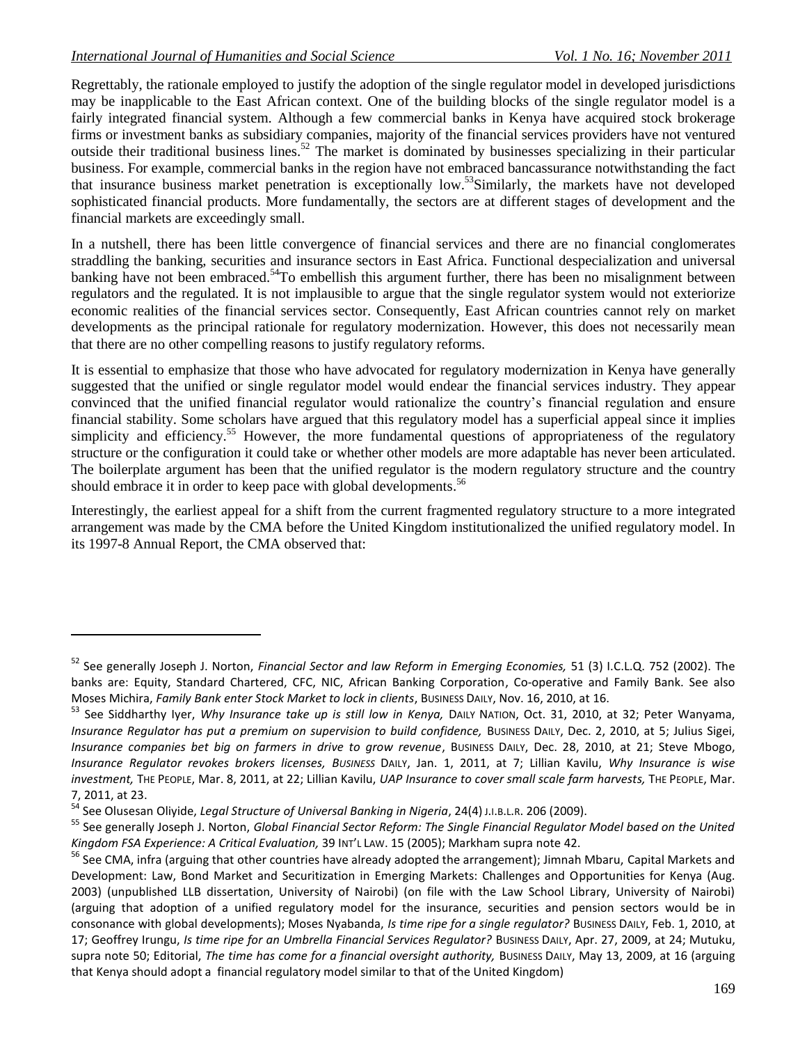Regrettably, the rationale employed to justify the adoption of the single regulator model in developed jurisdictions may be inapplicable to the East African context. One of the building blocks of the single regulator model is a fairly integrated financial system. Although a few commercial banks in Kenya have acquired stock brokerage firms or investment banks as subsidiary companies, majority of the financial services providers have not ventured outside their traditional business lines.[52] The market is dominated by businesses specializing in their particular business. For example, commercial banks in the region have not embraced bancassurance notwithstanding the fact that insurance business market penetration is exceptionally low.[53]Similarly, the markets have not developed sophisticated financial products. More fundamentally, the sectors are at different stages of development and the financial markets are exceedingly small.

In a nutshell, there has been little convergence of financial services and there are no financial conglomerates straddling the banking, securities and insurance sectors in East Africa. Functional despecialization and universal banking have not been embraced.[54]To embellish this argument further, there has been no misalignment between regulators and the regulated. It is not implausible to argue that the single regulator system would not exteriorize economic realities of the financial services sector. Consequently, East African countries cannot rely on market developments as the principal rationale for regulatory modernization. However, this does not necessarily mean that there are no other compelling reasons to justify regulatory reforms.

It is essential to emphasize that those who have advocated for regulatory modernization in Kenya have generally suggested that the unified or single regulator model would endear the financial services industry. They appear convinced that the unified financial regulator would rationalize the country's financial regulation and ensure financial stability. Some scholars have argued that this regulatory model has a superficial appeal since it implies simplicity and efficiency.[55] However, the more fundamental questions of appropriateness of the regulatory structure or the configuration it could take or whether other models are more adaptable has never been articulated. The boilerplate argument has been that the unified regulator is the modern regulatory structure and the country should embrace it in order to keep pace with global developments.[56]

Interestingly, the earliest appeal for a shift from the current fragmented regulatory structure to a more integrated arrangement was made by the CMA before the United Kingdom institutionalized the unified regulatory model. In its 1997-8 Annual Report, the CMA observed that:

---

[52] See generally Joseph J. Norton, *Financial Sector and law Reform in Emerging Economies,* 51 (3) I.C.L.Q. 752 (2002). The banks are: Equity, Standard Chartered, CFC, NIC, African Banking Corporation, Co-operative and Family Bank. See also Moses Michira, *Family Bank enter Stock Market to lock in clients*, BUSINESS DAILY, Nov. 16, 2010, at 16.

[53] See Siddharthy Iyer, *Why Insurance take up is still low in Kenya,* DAILY NATION, Oct. 31, 2010, at 32; Peter Wanyama, *Insurance Regulator has put a premium on supervision to build confidence,* BUSINESS DAILY, Dec. 2, 2010, at 5; Julius Sigei, *Insurance companies bet big on farmers in drive to grow revenue*, BUSINESS DAILY, Dec. 28, 2010, at 21; Steve Mbogo, *Insurance Regulator revokes brokers licenses, BUSINESS* DAILY, Jan. 1, 2011, at 7; Lillian Kavilu, *Why Insurance is wise investment,* THE PEOPLE, Mar. 8, 2011, at 22; Lillian Kavilu, *UAP Insurance to cover small scale farm harvests,* THE PEOPLE, Mar. 7, 2011, at 23.

[54] See Olusesan Oliyide, *Legal Structure of Universal Banking in Nigeria*, 24(4) J.I.B.L.R. 206 (2009).

[55] See generally Joseph J. Norton, *Global Financial Sector Reform: The Single Financial Regulator Model based on the United Kingdom FSA Experience: A Critical Evaluation,* 39 INT'L LAW. 15 (2005); Markham supra note 42.

[56] See CMA, infra (arguing that other countries have already adopted the arrangement); Jimnah Mbaru, Capital Markets and Development: Law, Bond Market and Securitization in Emerging Markets: Challenges and Opportunities for Kenya (Aug. 2003) (unpublished LLB dissertation, University of Nairobi) (on file with the Law School Library, University of Nairobi) (arguing that adoption of a unified regulatory model for the insurance, securities and pension sectors would be in consonance with global developments); Moses Nyabanda, *Is time ripe for a single regulator?* BUSINESS DAILY, Feb. 1, 2010, at 17; Geoffrey Irungu, *Is time ripe for an Umbrella Financial Services Regulator?* BUSINESS DAILY, Apr. 27, 2009, at 24; Mutuku, supra note 50; Editorial, *The time has come for a financial oversight authority,* BUSINESS DAILY, May 13, 2009, at 16 (arguing that Kenya should adopt a financial regulatory model similar to that of the United Kingdom)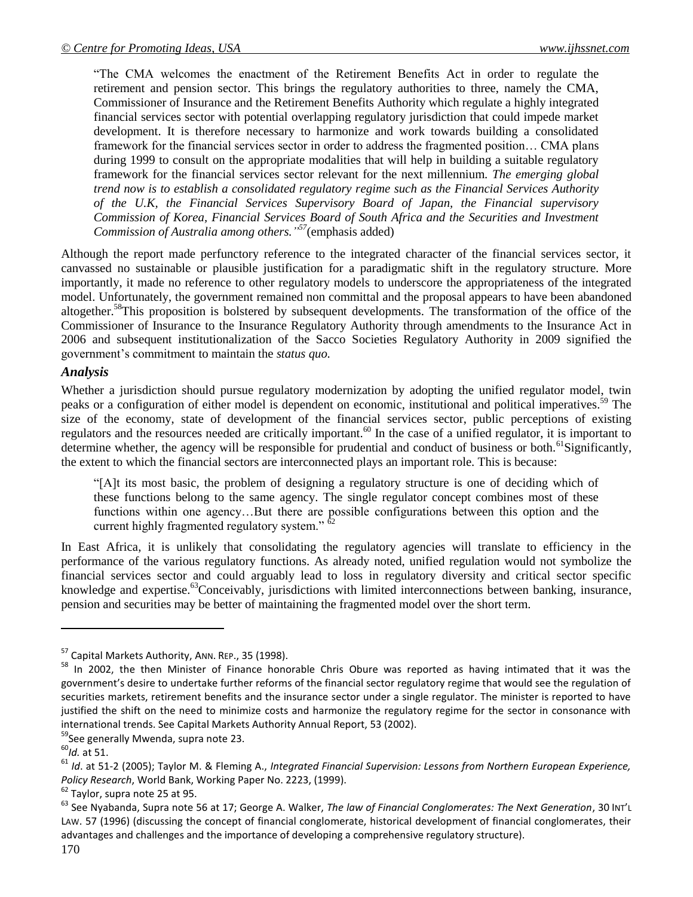> "The CMA welcomes the enactment of the Retirement Benefits Act in order to regulate the retirement and pension sector. This brings the regulatory authorities to three, namely the CMA, Commissioner of Insurance and the Retirement Benefits Authority which regulate a highly integrated financial services sector with potential overlapping regulatory jurisdiction that could impede market development. It is therefore necessary to harmonize and work towards building a consolidated framework for the financial services sector in order to address the fragmented position… CMA plans during 1999 to consult on the appropriate modalities that will help in building a suitable regulatory framework for the financial services sector relevant for the next millennium. *The emerging global trend now is to establish a consolidated regulatory regime such as the Financial Services Authority of the U.K, the Financial Services Supervisory Board of Japan, the Financial supervisory Commission of Korea, Financial Services Board of South Africa and the Securities and Investment Commission of Australia among others."*[57] (emphasis added)

Although the report made perfunctory reference to the integrated character of the financial services sector, it canvassed no sustainable or plausible justification for a paradigmatic shift in the regulatory structure. More importantly, it made no reference to other regulatory models to underscore the appropriateness of the integrated model. Unfortunately, the government remained non committal and the proposal appears to have been abandoned altogether.[58] This proposition is bolstered by subsequent developments. The transformation of the office of the Commissioner of Insurance to the Insurance Regulatory Authority through amendments to the Insurance Act in 2006 and subsequent institutionalization of the Sacco Societies Regulatory Authority in 2009 signified the government's commitment to maintain the *status quo.*

### *Analysis*

Whether a jurisdiction should pursue regulatory modernization by adopting the unified regulator model, twin peaks or a configuration of either model is dependent on economic, institutional and political imperatives.[59] The size of the economy, state of development of the financial services sector, public perceptions of existing regulators and the resources needed are critically important.[60] In the case of a unified regulator, it is important to determine whether, the agency will be responsible for prudential and conduct of business or both.[61] Significantly, the extent to which the financial sectors are interconnected plays an important role. This is because:

> "[A]t its most basic, the problem of designing a regulatory structure is one of deciding which of these functions belong to the same agency. The single regulator concept combines most of these functions within one agency…But there are possible configurations between this option and the current highly fragmented regulatory system." [62]

In East Africa, it is unlikely that consolidating the regulatory agencies will translate to efficiency in the performance of the various regulatory functions. As already noted, unified regulation would not symbolize the financial services sector and could arguably lead to loss in regulatory diversity and critical sector specific knowledge and expertise.[63] Conceivably, jurisdictions with limited interconnections between banking, insurance, pension and securities may be better of maintaining the fragmented model over the short term.

---

[57] Capital Markets Authority, ANN. REP., 35 (1998).

[58] In 2002, the then Minister of Finance honorable Chris Obure was reported as having intimated that it was the government's desire to undertake further reforms of the financial sector regulatory regime that would see the regulation of securities markets, retirement benefits and the insurance sector under a single regulator. The minister is reported to have justified the shift on the need to minimize costs and harmonize the regulatory regime for the sector in consonance with international trends. See Capital Markets Authority Annual Report, 53 (2002).

[59] See generally Mwenda, supra note 23.

[60] *Id.* at 51.

[61] *Id*. at 51-2 (2005); Taylor M. & Fleming A., *Integrated Financial Supervision: Lessons from Northern European Experience, Policy Research*, World Bank, Working Paper No. 2223, (1999).

[62] Taylor, supra note 25 at 95.

[63] See Nyabanda, Supra note 56 at 17; George A. Walker, *The law of Financial Conglomerates: The Next Generation*, 30 INT'L LAW. 57 (1996) (discussing the concept of financial conglomerate, historical development of financial conglomerates, their advantages and challenges and the importance of developing a comprehensive regulatory structure).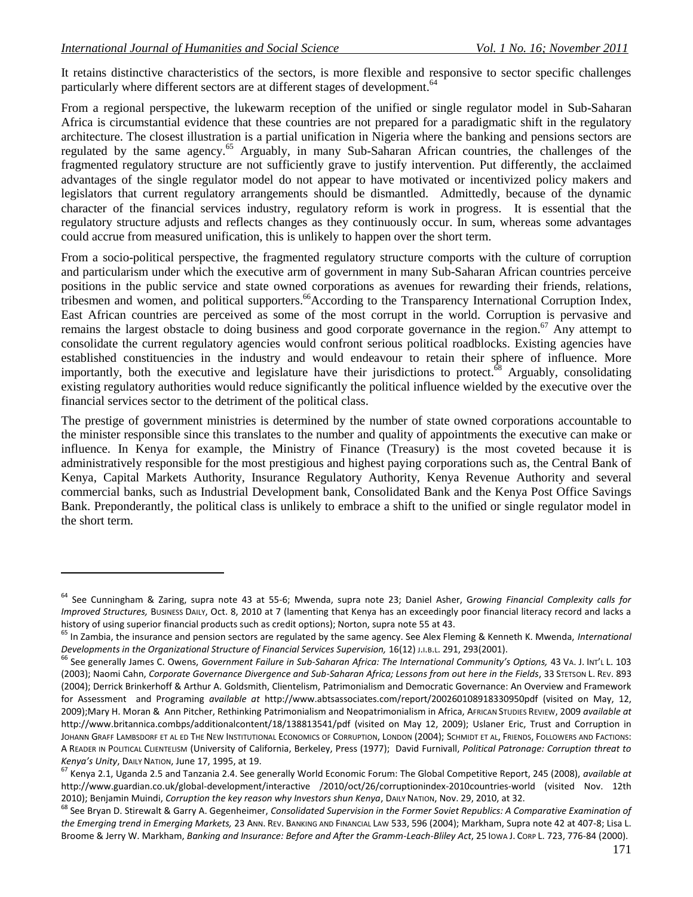It retains distinctive characteristics of the sectors, is more flexible and responsive to sector specific challenges particularly where different sectors are at different stages of development.[64]

From a regional perspective, the lukewarm reception of the unified or single regulator model in Sub-Saharan Africa is circumstantial evidence that these countries are not prepared for a paradigmatic shift in the regulatory architecture. The closest illustration is a partial unification in Nigeria where the banking and pensions sectors are regulated by the same agency.[65] Arguably, in many Sub-Saharan African countries, the challenges of the fragmented regulatory structure are not sufficiently grave to justify intervention. Put differently, the acclaimed advantages of the single regulator model do not appear to have motivated or incentivized policy makers and legislators that current regulatory arrangements should be dismantled. Admittedly, because of the dynamic character of the financial services industry, regulatory reform is work in progress. It is essential that the regulatory structure adjusts and reflects changes as they continuously occur. In sum, whereas some advantages could accrue from measured unification, this is unlikely to happen over the short term.

From a socio-political perspective, the fragmented regulatory structure comports with the culture of corruption and particularism under which the executive arm of government in many Sub-Saharan African countries perceive positions in the public service and state owned corporations as avenues for rewarding their friends, relations, tribesmen and women, and political supporters.[66]According to the Transparency International Corruption Index, East African countries are perceived as some of the most corrupt in the world. Corruption is pervasive and remains the largest obstacle to doing business and good corporate governance in the region.[67] Any attempt to consolidate the current regulatory agencies would confront serious political roadblocks. Existing agencies have established constituencies in the industry and would endeavour to retain their sphere of influence. More importantly, both the executive and legislature have their jurisdictions to protect.[68] Arguably, consolidating existing regulatory authorities would reduce significantly the political influence wielded by the executive over the financial services sector to the detriment of the political class.

The prestige of government ministries is determined by the number of state owned corporations accountable to the minister responsible since this translates to the number and quality of appointments the executive can make or influence. In Kenya for example, the Ministry of Finance (Treasury) is the most coveted because it is administratively responsible for the most prestigious and highest paying corporations such as, the Central Bank of Kenya, Capital Markets Authority, Insurance Regulatory Authority, Kenya Revenue Authority and several commercial banks, such as Industrial Development bank, Consolidated Bank and the Kenya Post Office Savings Bank. Preponderantly, the political class is unlikely to embrace a shift to the unified or single regulator model in the short term.

---

[64] See Cunningham & Zaring, supra note 43 at 55-6; Mwenda, supra note 23; Daniel Asher, *Growing Financial Complexity calls for Improved Structures,* BUSINESS DAILY, Oct. 8, 2010 at 7 (lamenting that Kenya has an exceedingly poor financial literacy record and lacks a history of using superior financial products such as credit options); Norton, supra note 55 at 43.

[65] In Zambia, the insurance and pension sectors are regulated by the same agency. See Alex Fleming & Kenneth K. Mwenda, *International Developments in the Organizational Structure of Financial Services Supervision,* 16(12) J.I.B.L. 291, 293(2001).

[66] See generally James C. Owens, *Government Failure in Sub-Saharan Africa: The International Community's Options,* 43 VA. J. INT'L L. 103 (2003); Naomi Cahn, *Corporate Governance Divergence and Sub-Saharan Africa; Lessons from out here in the Fields*, 33 STETSON L. REV. 893 (2004); Derrick Brinkerhoff & Arthur A. Goldsmith, Clientelism, Patrimonialism and Democratic Governance: An Overview and Framework for Assessment and Programing *available at* http://www.abtsassociates.com/report/200260108918330950pdf (visited on May, 12, 2009);Mary H. Moran & Ann Pitcher, Rethinking Patrimonialism and Neopatrimonialism in Africa, AFRICAN STUDIES REVIEW, 2009 *available at* http://www.britannica.combps/additionalcontent/18/138813541/pdf (visited on May 12, 2009); Uslaner Eric, Trust and Corruption in JOHANN GRAFF LAMBSDORF ET AL ED THE NEW INSTITUTIONAL ECONOMICS OF CORRUPTION, LONDON (2004); SCHMIDT ET AL, FRIENDS, FOLLOWERS AND FACTIONS: A READER IN POLITICAL CLIENTELISM (University of California, Berkeley, Press (1977); David Furnivall, *Political Patronage: Corruption threat to Kenya's Unity*, DAILY NATION, June 17, 1995, at 19.

[67] Kenya 2.1, Uganda 2.5 and Tanzania 2.4. See generally World Economic Forum: The Global Competitive Report, 245 (2008), *available at* http://www.guardian.co.uk/global-development/interactive /2010/oct/26/corruptionindex-2010countries-world (visited Nov. 12th 2010); Benjamin Muindi, *Corruption the key reason why Investors shun Kenya*, DAILY NATION, Nov. 29, 2010, at 32.

[68] See Bryan D. Stirewalt & Garry A. Gegenheimer, *Consolidated Supervision in the Former Soviet Republics: A Comparative Examination of the Emerging trend in Emerging Markets,* 23 ANN. REV. BANKING AND FINANCIAL LAW 533, 596 (2004); Markham, Supra note 42 at 407-8; Lisa L. Broome & Jerry W. Markham, *Banking and Insurance: Before and After the Gramm-Leach-Bliley Act*, 25 IOWA J. CORP L. 723, 776-84 (2000).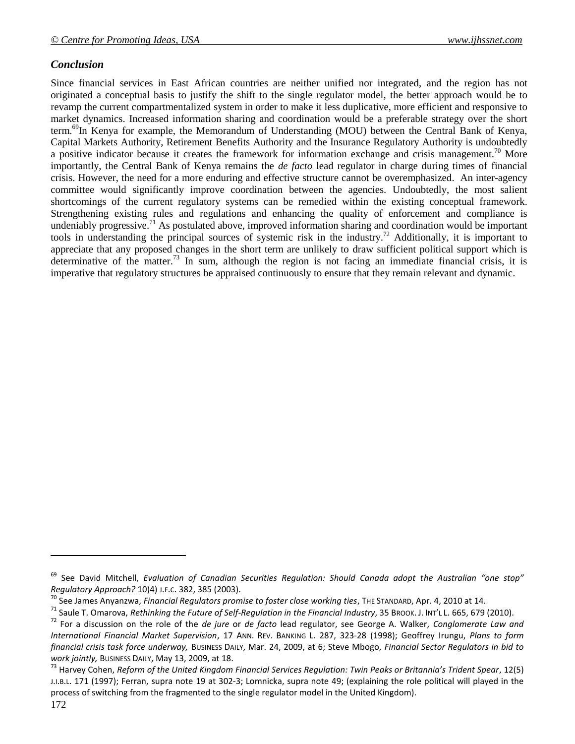## *Conclusion*

Since financial services in East African countries are neither unified nor integrated, and the region has not originated a conceptual basis to justify the shift to the single regulator model, the better approach would be to revamp the current compartmentalized system in order to make it less duplicative, more efficient and responsive to market dynamics. Increased information sharing and coordination would be a preferable strategy over the short term.[69]In Kenya for example, the Memorandum of Understanding (MOU) between the Central Bank of Kenya, Capital Markets Authority, Retirement Benefits Authority and the Insurance Regulatory Authority is undoubtedly a positive indicator because it creates the framework for information exchange and crisis management.[70] More importantly, the Central Bank of Kenya remains the *de facto* lead regulator in charge during times of financial crisis. However, the need for a more enduring and effective structure cannot be overemphasized. An inter-agency committee would significantly improve coordination between the agencies. Undoubtedly, the most salient shortcomings of the current regulatory systems can be remedied within the existing conceptual framework. Strengthening existing rules and regulations and enhancing the quality of enforcement and compliance is undeniably progressive.[71] As postulated above, improved information sharing and coordination would be important tools in understanding the principal sources of systemic risk in the industry.[72] Additionally, it is important to appreciate that any proposed changes in the short term are unlikely to draw sufficient political support which is determinative of the matter.[73] In sum, although the region is not facing an immediate financial crisis, it is imperative that regulatory structures be appraised continuously to ensure that they remain relevant and dynamic.

---

[69] See David Mitchell, *Evaluation of Canadian Securities Regulation: Should Canada adopt the Australian "one stop" Regulatory Approach?* 10)4) J.F.C. 382, 385 (2003).

[70] See James Anyanzwa, *Financial Regulators promise to foster close working ties*, THE STANDARD, Apr. 4, 2010 at 14.

[71] Saule T. Omarova, *Rethinking the Future of Self-Regulation in the Financial Industry*, 35 BROOK. J. INT'L L. 665, 679 (2010).

[72] For a discussion on the role of the *de jure* or *de facto* lead regulator, see George A. Walker, *Conglomerate Law and International Financial Market Supervision*, 17 ANN. REV. BANKING L. 287, 323-28 (1998); Geoffrey Irungu, *Plans to form financial crisis task force underway,* BUSINESS DAILY, Mar. 24, 2009, at 6; Steve Mbogo, *Financial Sector Regulators in bid to work jointly,* BUSINESS DAILY, May 13, 2009, at 18.

[73] Harvey Cohen, *Reform of the United Kingdom Financial Services Regulation: Twin Peaks or Britannia's Trident Spear*, 12(5) J.I.B.L. 171 (1997); Ferran, supra note 19 at 302-3; Lomnicka, supra note 49; (explaining the role political will played in the process of switching from the fragmented to the single regulator model in the United Kingdom).